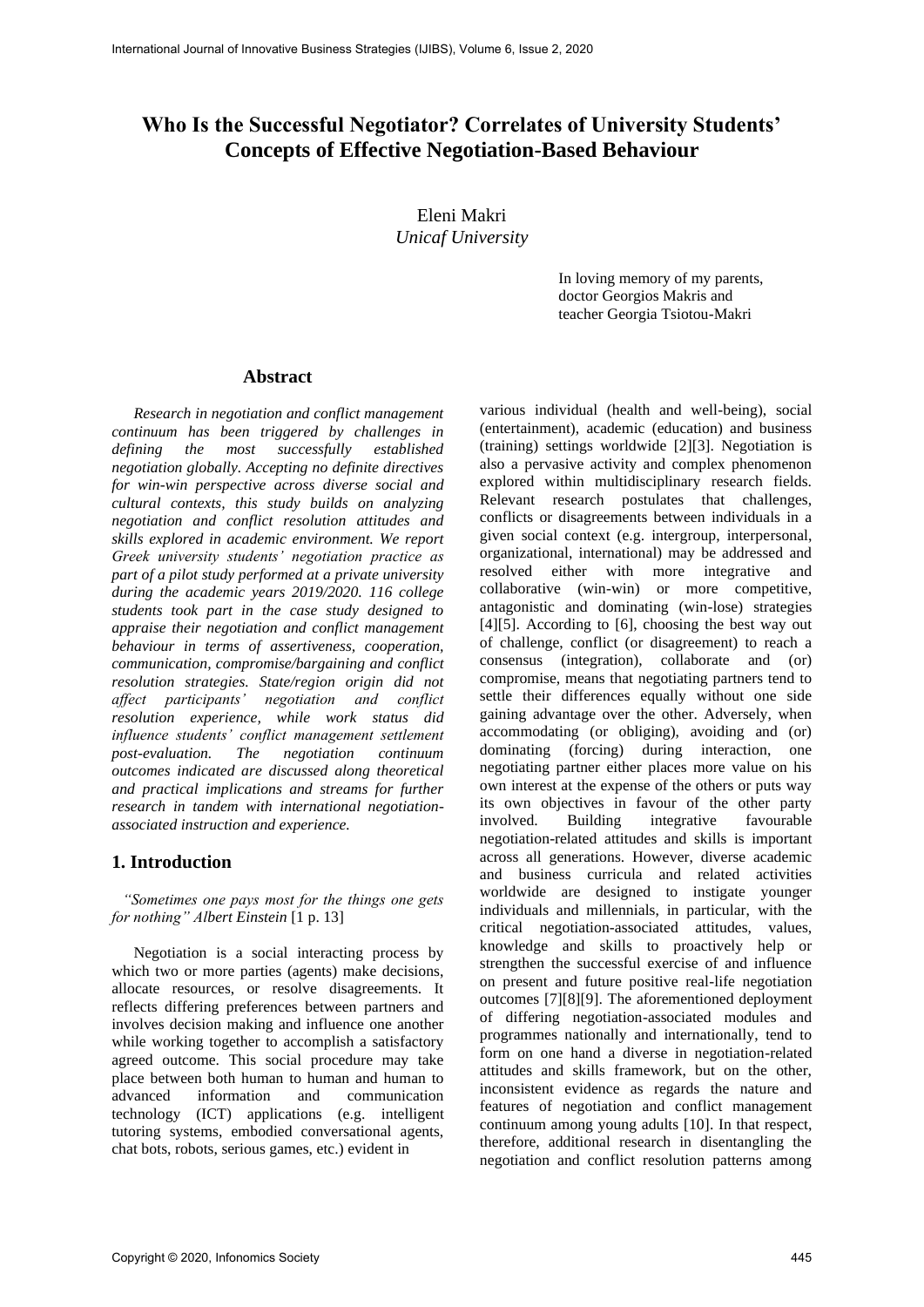# Who Is the Successful Negotiator? Correlates of University Students' Concepts of Effective Negotiation-Based Behaviour

Eleni Makri
*Unicaf University*

In loving memory of my parents,
doctor Georgios Makris and
teacher Georgia Tsiotou-Makri

## Abstract

*Research in negotiation and conflict management continuum has been triggered by challenges in defining the most successfully established negotiation globally. Accepting no definite directives for win-win perspective across diverse social and cultural contexts, this study builds on analyzing negotiation and conflict resolution attitudes and skills explored in academic environment. We report Greek university students' negotiation practice as part of a pilot study performed at a private university during the academic years 2019/2020. 116 college students took part in the case study designed to appraise their negotiation and conflict management behaviour in terms of assertiveness, cooperation, communication, compromise/bargaining and conflict resolution strategies. State/region origin did not affect participants' negotiation and conflict resolution experience, while work status did influence students' conflict management settlement post-evaluation. The negotiation continuum outcomes indicated are discussed along theoretical and practical implications and streams for further research in tandem with international negotiation-associated instruction and experience.*

## 1. Introduction

*"Sometimes one pays most for the things one gets for nothing" Albert Einstein* [1 p. 13]

Negotiation is a social interacting process by which two or more parties (agents) make decisions, allocate resources, or resolve disagreements. It reflects differing preferences between partners and involves decision making and influence one another while working together to accomplish a satisfactory agreed outcome. This social procedure may take place between both human to human and human to advanced information and communication technology (ICT) applications (e.g. intelligent tutoring systems, embodied conversational agents, chat bots, robots, serious games, etc.) evident in various individual (health and well-being), social (entertainment), academic (education) and business (training) settings worldwide [2][3]. Negotiation is also a pervasive activity and complex phenomenon explored within multidisciplinary research fields. Relevant research postulates that challenges, conflicts or disagreements between individuals in a given social context (e.g. intergroup, interpersonal, organizational, international) may be addressed and resolved either with more integrative and collaborative (win-win) or more competitive, antagonistic and dominating (win-lose) strategies [4][5]. According to [6], choosing the best way out of challenge, conflict (or disagreement) to reach a consensus (integration), collaborate and (or) compromise, means that negotiating partners tend to settle their differences equally without one side gaining advantage over the other. Adversely, when accommodating (or obliging), avoiding and (or) dominating (forcing) during interaction, one negotiating partner either places more value on his own interest at the expense of the others or puts way its own objectives in favour of the other party involved. Building integrative favourable negotiation-related attitudes and skills is important across all generations. However, diverse academic and business curricula and related activities worldwide are designed to instigate younger individuals and millennials, in particular, with the critical negotiation-associated attitudes, values, knowledge and skills to proactively help or strengthen the successful exercise of and influence on present and future positive real-life negotiation outcomes [7][8][9]. The aforementioned deployment of differing negotiation-associated modules and programmes nationally and internationally, tend to form on one hand a diverse in negotiation-related attitudes and skills framework, but on the other, inconsistent evidence as regards the nature and features of negotiation and conflict management continuum among young adults [10]. In that respect, therefore, additional research in disentangling the negotiation and conflict resolution patterns among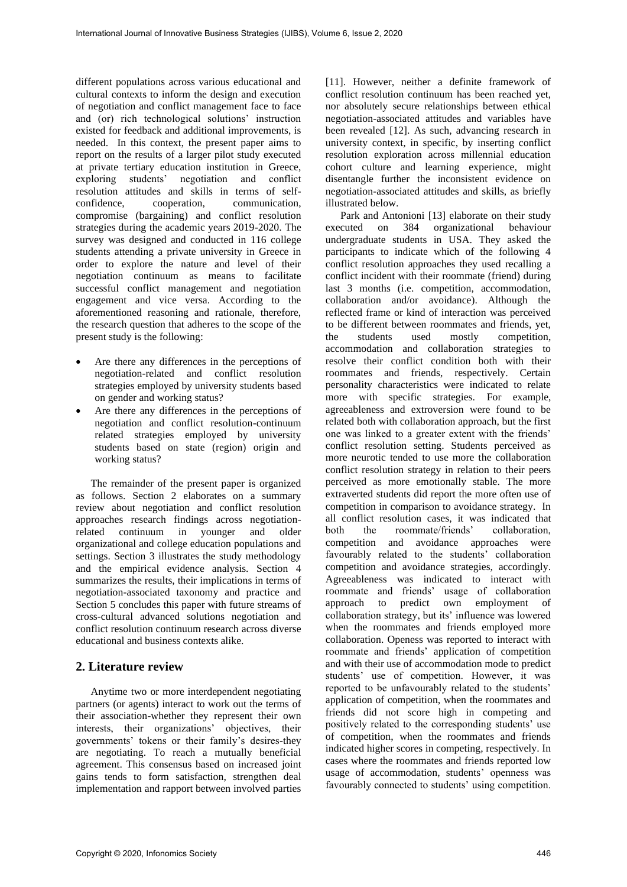different populations across various educational and cultural contexts to inform the design and execution of negotiation and conflict management face to face and (or) rich technological solutions' instruction existed for feedback and additional improvements, is needed. In this context, the present paper aims to report on the results of a larger pilot study executed at private tertiary education institution in Greece, exploring students' negotiation and conflict resolution attitudes and skills in terms of self-confidence, cooperation, communication, compromise (bargaining) and conflict resolution strategies during the academic years 2019-2020. The survey was designed and conducted in 116 college students attending a private university in Greece in order to explore the nature and level of their negotiation continuum as means to facilitate successful conflict management and negotiation engagement and vice versa. According to the aforementioned reasoning and rationale, therefore, the research question that adheres to the scope of the present study is the following:

- Are there any differences in the perceptions of negotiation-related and conflict resolution strategies employed by university students based on gender and working status?
- Are there any differences in the perceptions of negotiation and conflict resolution-continuum related strategies employed by university students based on state (region) origin and working status?

The remainder of the present paper is organized as follows. Section 2 elaborates on a summary review about negotiation and conflict resolution approaches research findings across negotiation-related continuum in younger and older organizational and college education populations and settings. Section 3 illustrates the study methodology and the empirical evidence analysis. Section 4 summarizes the results, their implications in terms of negotiation-associated taxonomy and practice and Section 5 concludes this paper with future streams of cross-cultural advanced solutions negotiation and conflict resolution continuum research across diverse educational and business contexts alike.

## 2. Literature review

Anytime two or more interdependent negotiating partners (or agents) interact to work out the terms of their association-whether they represent their own interests, their organizations' objectives, their governments' tokens or their family's desires-they are negotiating. To reach a mutually beneficial agreement. This consensus based on increased joint gains tends to form satisfaction, strengthen deal implementation and rapport between involved parties [11]. However, neither a definite framework of conflict resolution continuum has been reached yet, nor absolutely secure relationships between ethical negotiation-associated attitudes and variables have been revealed [12]. As such, advancing research in university context, in specific, by inserting conflict resolution exploration across millennial education cohort culture and learning experience, might disentangle further the inconsistent evidence on negotiation-associated attitudes and skills, as briefly illustrated below.

Park and Antonioni [13] elaborate on their study executed on 384 organizational behaviour undergraduate students in USA. They asked the participants to indicate which of the following 4 conflict resolution approaches they used recalling a conflict incident with their roommate (friend) during last 3 months (i.e. competition, accommodation, collaboration and/or avoidance). Although the reflected frame or kind of interaction was perceived to be different between roommates and friends, yet, the students used mostly competition, accommodation and collaboration strategies to resolve their conflict condition both with their roommates and friends, respectively. Certain personality characteristics were indicated to relate more with specific strategies. For example, agreeableness and extroversion were found to be related both with collaboration approach, but the first one was linked to a greater extent with the friends' conflict resolution setting. Students perceived as more neurotic tended to use more the collaboration conflict resolution strategy in relation to their peers perceived as more emotionally stable. The more extraverted students did report the more often use of competition in comparison to avoidance strategy. In all conflict resolution cases, it was indicated that both the roommate/friends' collaboration, competition and avoidance approaches were favourably related to the students' collaboration competition and avoidance strategies, accordingly. Agreeableness was indicated to interact with roommate and friends' usage of collaboration approach to predict own employment of collaboration strategy, but its' influence was lowered when the roommates and friends employed more collaboration. Openess was reported to interact with roommate and friends' application of competition and with their use of accommodation mode to predict students' use of competition. However, it was reported to be unfavourably related to the students' application of competition, when the roommates and friends did not score high in competing and positively related to the corresponding students' use of competition, when the roommates and friends indicated higher scores in competing, respectively. In cases where the roommates and friends reported low usage of accommodation, students' openness was favourably connected to students' using competition.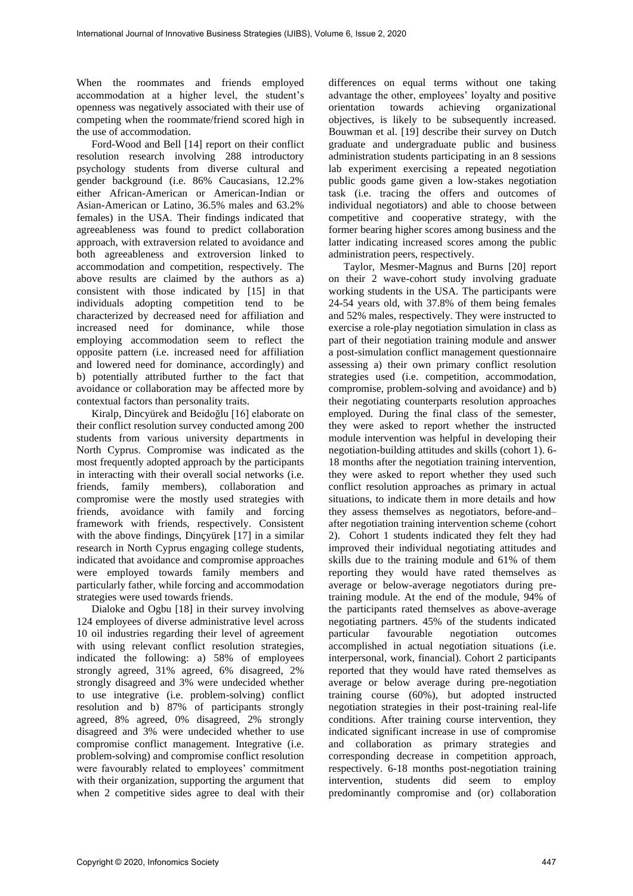When the roommates and friends employed accommodation at a higher level, the student's openness was negatively associated with their use of competing when the roommate/friend scored high in the use of accommodation.

Ford-Wood and Bell [14] report on their conflict resolution research involving 288 introductory psychology students from diverse cultural and gender background (i.e. 86% Caucasians, 12.2% either African-American or American-Indian or Asian-American or Latino, 36.5% males and 63.2% females) in the USA. Their findings indicated that agreeableness was found to predict collaboration approach, with extraversion related to avoidance and both agreeableness and extroversion linked to accommodation and competition, respectively. The above results are claimed by the authors as a) consistent with those indicated by [15] in that individuals adopting competition tend to be characterized by decreased need for affiliation and increased need for dominance, while those employing accommodation seem to reflect the opposite pattern (i.e. increased need for affiliation and lowered need for dominance, accordingly) and b) potentially attributed further to the fact that avoidance or collaboration may be affected more by contextual factors than personality traits.

Kiralp, Dincyürek and Beidoğlu [16] elaborate on their conflict resolution survey conducted among 200 students from various university departments in North Cyprus. Compromise was indicated as the most frequently adopted approach by the participants in interacting with their overall social networks (i.e. friends, family members), collaboration and compromise were the mostly used strategies with friends, avoidance with family and forcing framework with friends, respectively. Consistent with the above findings, Dinçyürek [17] in a similar research in North Cyprus engaging college students, indicated that avoidance and compromise approaches were employed towards family members and particularly father, while forcing and accommodation strategies were used towards friends.

Dialoke and Ogbu [18] in their survey involving 124 employees of diverse administrative level across 10 oil industries regarding their level of agreement with using relevant conflict resolution strategies, indicated the following: a) 58% of employees strongly agreed, 31% agreed, 6% disagreed, 2% strongly disagreed and 3% were undecided whether to use integrative (i.e. problem-solving) conflict resolution and b) 87% of participants strongly agreed, 8% agreed, 0% disagreed, 2% strongly disagreed and 3% were undecided whether to use compromise conflict management. Integrative (i.e. problem-solving) and compromise conflict resolution were favourably related to employees' commitment with their organization, supporting the argument that when 2 competitive sides agree to deal with their differences on equal terms without one taking advantage the other, employees' loyalty and positive orientation towards achieving organizational objectives, is likely to be subsequently increased. Bouwman et al. [19] describe their survey on Dutch graduate and undergraduate public and business administration students participating in an 8 sessions lab experiment exercising a repeated negotiation public goods game given a low-stakes negotiation task (i.e. tracing the offers and outcomes of individual negotiators) and able to choose between competitive and cooperative strategy, with the former bearing higher scores among business and the latter indicating increased scores among the public administration peers, respectively.

Taylor, Mesmer-Magnus and Burns [20] report on their 2 wave-cohort study involving graduate working students in the USA. The participants were 24-54 years old, with 37.8% of them being females and 52% males, respectively. They were instructed to exercise a role-play negotiation simulation in class as part of their negotiation training module and answer a post-simulation conflict management questionnaire assessing a) their own primary conflict resolution strategies used (i.e. competition, accommodation, compromise, problem-solving and avoidance) and b) their negotiating counterparts resolution approaches employed. During the final class of the semester, they were asked to report whether the instructed module intervention was helpful in developing their negotiation-building attitudes and skills (cohort 1). 6-18 months after the negotiation training intervention, they were asked to report whether they used such conflict resolution approaches as primary in actual situations, to indicate them in more details and how they assess themselves as negotiators, before-and–after negotiation training intervention scheme (cohort 2). Cohort 1 students indicated they felt they had improved their individual negotiating attitudes and skills due to the training module and 61% of them reporting they would have rated themselves as average or below-average negotiators during pre-training module. At the end of the module, 94% of the participants rated themselves as above-average negotiating partners. 45% of the students indicated particular favourable negotiation outcomes accomplished in actual negotiation situations (i.e. interpersonal, work, financial). Cohort 2 participants reported that they would have rated themselves as average or below average during pre-negotiation training course (60%), but adopted instructed negotiation strategies in their post-training real-life conditions. After training course intervention, they indicated significant increase in use of compromise and collaboration as primary strategies and corresponding decrease in competition approach, respectively. 6-18 months post-negotiation training intervention, students did seem to employ predominantly compromise and (or) collaboration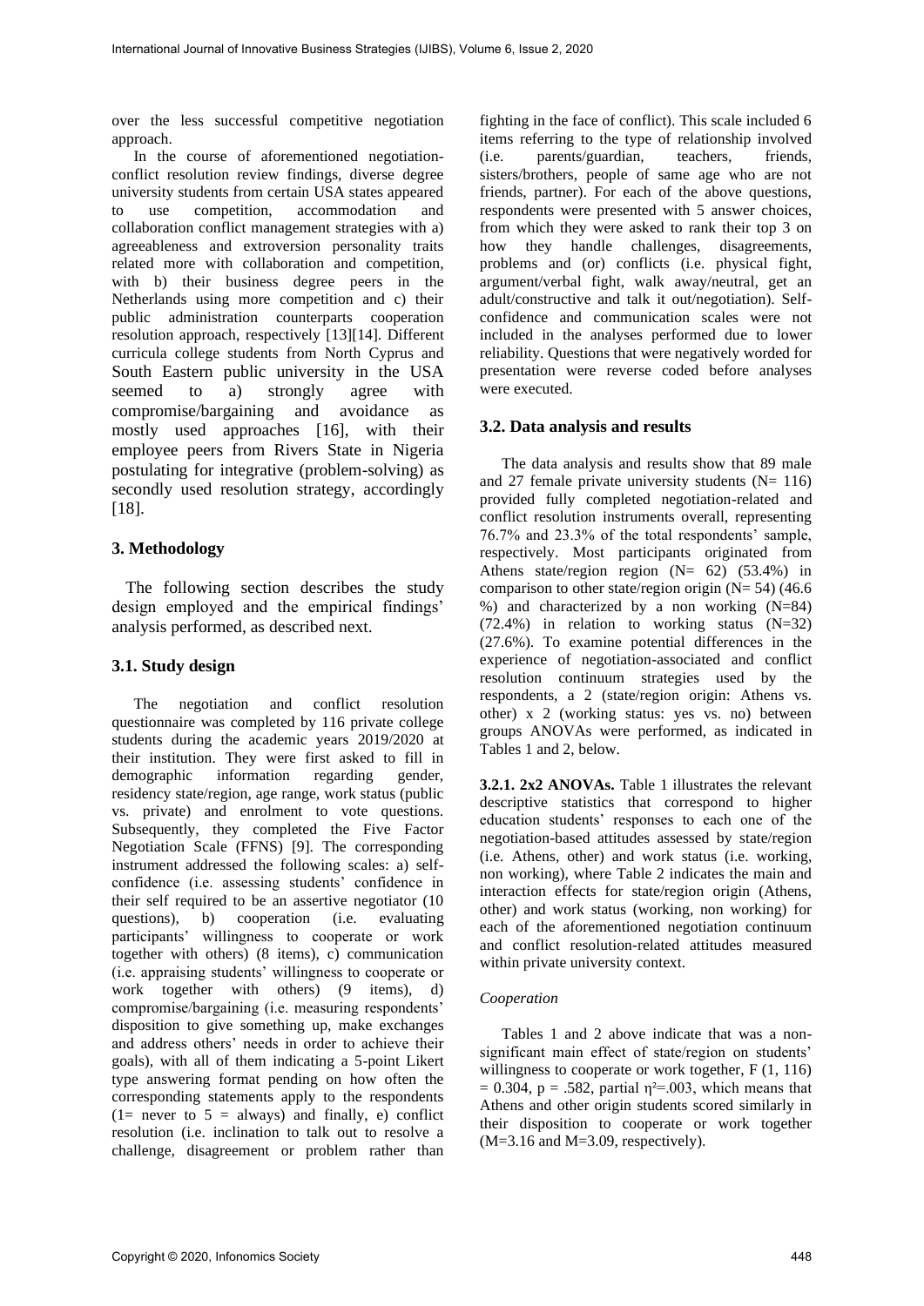over the less successful competitive negotiation approach.

In the course of aforementioned negotiation-conflict resolution review findings, diverse degree university students from certain USA states appeared to use competition, accommodation and collaboration conflict management strategies with a) agreeableness and extroversion personality traits related more with collaboration and competition, with b) their business degree peers in the Netherlands using more competition and c) their public administration counterparts cooperation resolution approach, respectively [13][14]. Different curricula college students from North Cyprus and South Eastern public university in the USA seemed to a) strongly agree with compromise/bargaining and avoidance as mostly used approaches [16], with their employee peers from Rivers State in Nigeria postulating for integrative (problem-solving) as secondly used resolution strategy, accordingly [18].

## 3. Methodology

The following section describes the study design employed and the empirical findings' analysis performed, as described next.

### 3.1. Study design

The negotiation and conflict resolution questionnaire was completed by 116 private college students during the academic years 2019/2020 at their institution. They were first asked to fill in demographic information regarding gender, residency state/region, age range, work status (public vs. private) and enrolment to vote questions. Subsequently, they completed the Five Factor Negotiation Scale (FFNS) [9]. The corresponding instrument addressed the following scales: a) self-confidence (i.e. assessing students' confidence in their self required to be an assertive negotiator (10 questions), b) cooperation (i.e. evaluating participants' willingness to cooperate or work together with others) (8 items), c) communication (i.e. appraising students' willingness to cooperate or work together with others) (9 items), d) compromise/bargaining (i.e. measuring respondents' disposition to give something up, make exchanges and address others' needs in order to achieve their goals), with all of them indicating a 5-point Likert type answering format pending on how often the corresponding statements apply to the respondents (1= never to 5 = always) and finally, e) conflict resolution (i.e. inclination to talk out to resolve a challenge, disagreement or problem rather than fighting in the face of conflict). This scale included 6 items referring to the type of relationship involved (i.e. parents/guardian, teachers, friends, sisters/brothers, people of same age who are not friends, partner). For each of the above questions, respondents were presented with 5 answer choices, from which they were asked to rank their top 3 on how they handle challenges, disagreements, problems and (or) conflicts (i.e. physical fight, argument/verbal fight, walk away/neutral, get an adult/constructive and talk it out/negotiation). Self-confidence and communication scales were not included in the analyses performed due to lower reliability. Questions that were negatively worded for presentation were reverse coded before analyses were executed.

### 3.2. Data analysis and results

The data analysis and results show that 89 male and 27 female private university students (N= 116) provided fully completed negotiation-related and conflict resolution instruments overall, representing 76.7% and 23.3% of the total respondents' sample, respectively. Most participants originated from Athens state/region region (N= 62) (53.4%) in comparison to other state/region origin (N= 54) (46.6 %) and characterized by a non working (N=84) (72.4%) in relation to working status (N=32) (27.6%). To examine potential differences in the experience of negotiation-associated and conflict resolution continuum strategies used by the respondents, a 2 (state/region origin: Athens vs. other) x 2 (working status: yes vs. no) between groups ANOVAs were performed, as indicated in Tables 1 and 2, below.

**3.2.1. 2x2 ANOVAs.** Table 1 illustrates the relevant descriptive statistics that correspond to higher education students' responses to each one of the negotiation-based attitudes assessed by state/region (i.e. Athens, other) and work status (i.e. working, non working), where Table 2 indicates the main and interaction effects for state/region origin (Athens, other) and work status (working, non working) for each of the aforementioned negotiation continuum and conflict resolution-related attitudes measured within private university context.

*Cooperation*

Tables 1 and 2 above indicate that was a non-significant main effect of state/region on students' willingness to cooperate or work together, $F(1, 116) = 0.304$, $p = .582$, partial $\eta^2 = .003$, which means that Athens and other origin students scored similarly in their disposition to cooperate or work together ($M=3.16$ and $M=3.09$, respectively).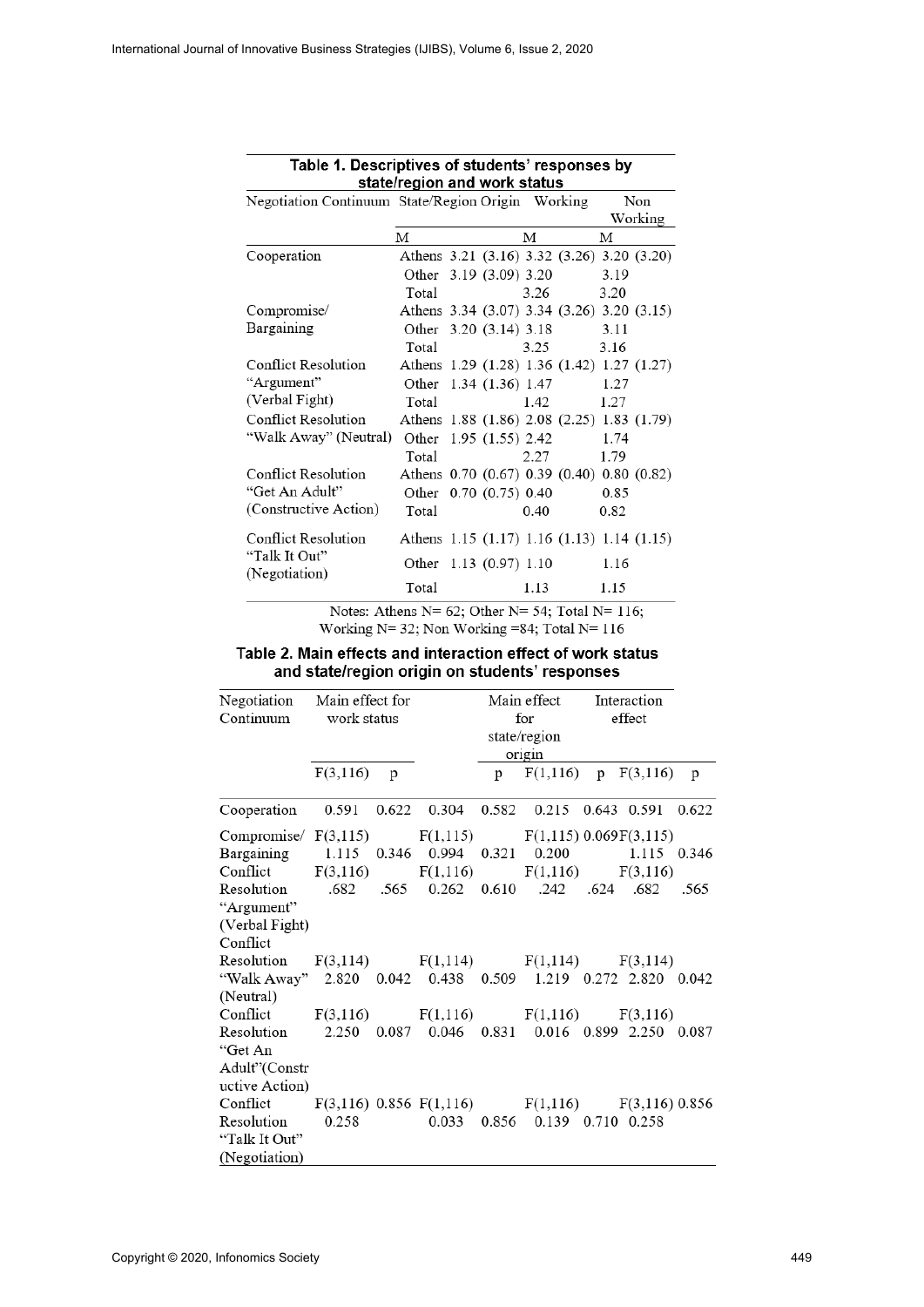**Table 1. Descriptives of students' responses by state/region and work status**

| Negotiation Continuum | State/Region Origin | | Working | Non Working |
|---|---|---|---|---|
| | | M | M | M |
| Cooperation | Athens | 3.21 (3.16) | 3.32 (3.26) | 3.20 (3.20) |
| | Other | 3.19 (3.09) | 3.20 | 3.19 |
| | Total | | 3.26 | 3.20 |
| Compromise/ Bargaining | Athens | 3.34 (3.07) | 3.34 (3.26) | 3.20 (3.15) |
| | Other | 3.20 (3.14) | 3.18 | 3.11 |
| | Total | | 3.25 | 3.16 |
| Conflict Resolution "Argument" (Verbal Fight) | Athens | 1.29 (1.28) | 1.36 (1.42) | 1.27 (1.27) |
| | Other | 1.34 (1.36) | 1.47 | 1.27 |
| | Total | | 1.42 | 1.27 |
| Conflict Resolution "Walk Away" (Neutral) | Athens | 1.88 (1.86) | 2.08 (2.25) | 1.83 (1.79) |
| | Other | 1.95 (1.55) | 2.42 | 1.74 |
| | Total | | 2.27 | 1.79 |
| Conflict Resolution "Get An Adult" (Constructive Action) | Athens | 0.70 (0.67) | 0.39 (0.40) | 0.80 (0.82) |
| | Other | 0.70 (0.75) | 0.40 | 0.85 |
| | Total | | 0.40 | 0.82 |
| Conflict Resolution "Talk It Out" (Negotiation) | Athens | 1.15 (1.17) | 1.16 (1.13) | 1.14 (1.15) |
| | Other | 1.13 (0.97) | 1.10 | 1.16 |
| | Total | | 1.13 | 1.15 |

Notes: Athens N= 62; Other N= 54; Total N= 116;
Working N= 32; Non Working =84; Total N= 116

**Table 2. Main effects and interaction effect of work status and state/region origin on students' responses**

| Negotiation Continuum | Main effect for work status | | | Main effect for state/region origin | | | Interaction effect | |
|---|---|---|---|---|---|---|---|---|
| | F(3,116) | p | | p | F(1,116) | p | F(3,116) | p |
| Cooperation | 0.591 | 0.622 | 0.304 | 0.582 | 0.215 | 0.643 | 0.591 | 0.622 |
| Compromise/ Bargaining | F(3,115) 1.115 | 0.346 | F(1,115) 0.994 | 0.321 | F(1,115) 0.200 | 0.069 | F(3,115) 1.115 | 0.346 |
| Conflict Resolution "Argument" (Verbal Fight) | F(3,116) .682 | .565 | F(1,116) 0.262 | 0.610 | F(1,116) .242 | .624 | F(3,116) .682 | .565 |
| Conflict Resolution "Walk Away" (Neutral) | F(3,114) 2.820 | 0.042 | F(1,114) 0.438 | 0.509 | F(1,114) 1.219 | 0.272 | F(3,114) 2.820 | 0.042 |
| Conflict Resolution "Get An Adult"(Constructive Action) | F(3,116) 2.250 | 0.087 | F(1,116) 0.046 | 0.831 | F(1,116) 0.016 | 0.899 | F(3,116) 2.250 | 0.087 |
| Conflict Resolution "Talk It Out" (Negotiation) | F(3,116) 0.258 | 0.856 | F(1,116) 0.033 | 0.856 | F(1,116) 0.139 | 0.710 | F(3,116) 0.258 | 0.856 |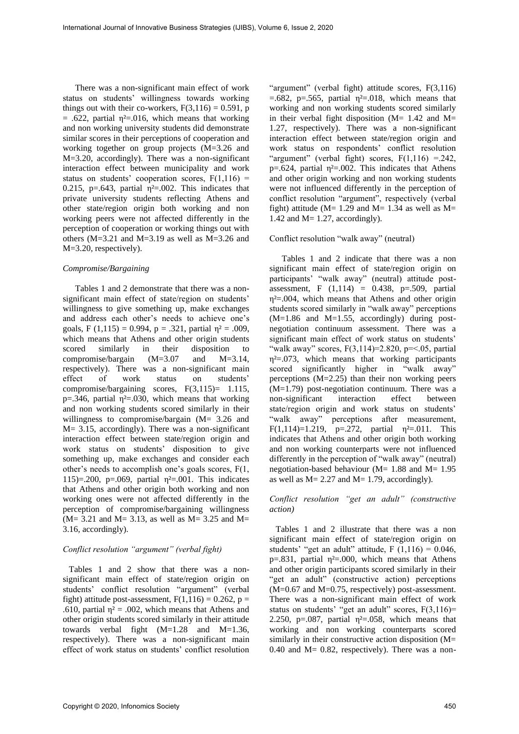There was a non-significant main effect of work status on students' willingness towards working things out with their co-workers, $F(3,116) = 0.591$, $p = .622$, partial $\eta^2 = .016$, which means that working and non working university students did demonstrate similar scores in their perceptions of cooperation and working together on group projects (M=3.26 and M=3.20, accordingly). There was a non-significant interaction effect between municipality and work status on students' cooperation scores, $F(1,116) = 0.215$, $p = .643$, partial $\eta^2 = .002$. This indicates that private university students reflecting Athens and other state/region origin both working and non working peers were not affected differently in the perception of cooperation or working things out with others (M=3.21 and M=3.19 as well as M=3.26 and M=3.20, respectively).

*Compromise/Bargaining*

Tables 1 and 2 demonstrate that there was a non-significant main effect of state/region on students' willingness to give something up, make exchanges and address each other's needs to achieve one's goals, $F(1,115) = 0.994$, $p = .321$, partial $\eta^2 = .009$, which means that Athens and other origin students scored similarly in their disposition to compromise/bargain (M=3.07 and M=3.14, respectively). There was a non-significant main effect of work status on students' compromise/bargaining scores, $F(3,115) = 1.115$, $p = .346$, partial $\eta^2 = .030$, which means that working and non working students scored similarly in their willingness to compromise/bargain (M= 3.26 and M= 3.15, accordingly). There was a non-significant interaction effect between state/region origin and work status on students' disposition to give something up, make exchanges and consider each other's needs to accomplish one's goals scores, $F(1, 115) = .200$, $p = .069$, partial $\eta^2 = .001$. This indicates that Athens and other origin both working and non working ones were not affected differently in the perception of compromise/bargaining willingness (M= 3.21 and M= 3.13, as well as M= 3.25 and M= 3.16, accordingly).

*Conflict resolution "argument" (verbal fight)*

Tables 1 and 2 show that there was a non-significant main effect of state/region origin on students' conflict resolution "argument" (verbal fight) attitude post-assessment, $F(1,116) = 0.262$, $p = .610$, partial $\eta^2 = .002$, which means that Athens and other origin students scored similarly in their attitude towards verbal fight (M=1.28 and M=1.36, respectively). There was a non-significant main effect of work status on students' conflict resolution "argument" (verbal fight) attitude scores, $F(3,116) = .682$, $p = .565$, partial $\eta^2 = .018$, which means that working and non working students scored similarly in their verbal fight disposition (M= 1.42 and M= 1.27, respectively). There was a non-significant interaction effect between state/region origin and work status on respondents' conflict resolution "argument" (verbal fight) scores, $F(1,116) = .242$, $p = .624$, partial $\eta^2 = .002$. This indicates that Athens and other origin working and non working students were not influenced differently in the perception of conflict resolution "argument", respectively (verbal fight) attitude (M= 1.29 and M= 1.34 as well as M= 1.42 and M= 1.27, accordingly).

Conflict resolution "walk away" (neutral)

Tables 1 and 2 indicate that there was a non significant main effect of state/region origin on participants' "walk away" (neutral) attitude post-assessment, $F(1,114) = 0.438$, $p = .509$, partial $\eta^2 = .004$, which means that Athens and other origin students scored similarly in "walk away" perceptions (M=1.86 and M=1.55, accordingly) during post-negotiation continuum assessment. There was a significant main effect of work status on students' "walk away" scores, $F(3,114) = 2.820$, $p = < .05$, partial $\eta^2 = .073$, which means that working participants scored significantly higher in "walk away" perceptions (M=2.25) than their non working peers (M=1.79) post-negotiation continuum. There was a non-significant interaction effect between state/region origin and work status on students' "walk away" perceptions after measurement, $F(1,114) = 1.219$, $p = .272$, partial $\eta^2 = .011$. This indicates that Athens and other origin both working and non working counterparts were not influenced differently in the perception of "walk away" (neutral) negotiation-based behaviour (M= 1.88 and M= 1.95 as well as M= 2.27 and M= 1.79, accordingly).

*Conflict resolution "get an adult" (constructive action)*

Tables 1 and 2 illustrate that there was a non significant main effect of state/region origin on students' "get an adult" attitude, $F(1,116) = 0.046$, $p = .831$, partial $\eta^2 = .000$, which means that Athens and other origin participants scored similarly in their "get an adult" (constructive action) perceptions (M=0.67 and M=0.75, respectively) post-assessment. There was a non-significant main effect of work status on students' "get an adult" scores, $F(3,116) = 2.250$, $p = .087$, partial $\eta^2 = .058$, which means that working and non working counterparts scored similarly in their constructive action disposition (M= 0.40 and M= 0.82, respectively). There was a non-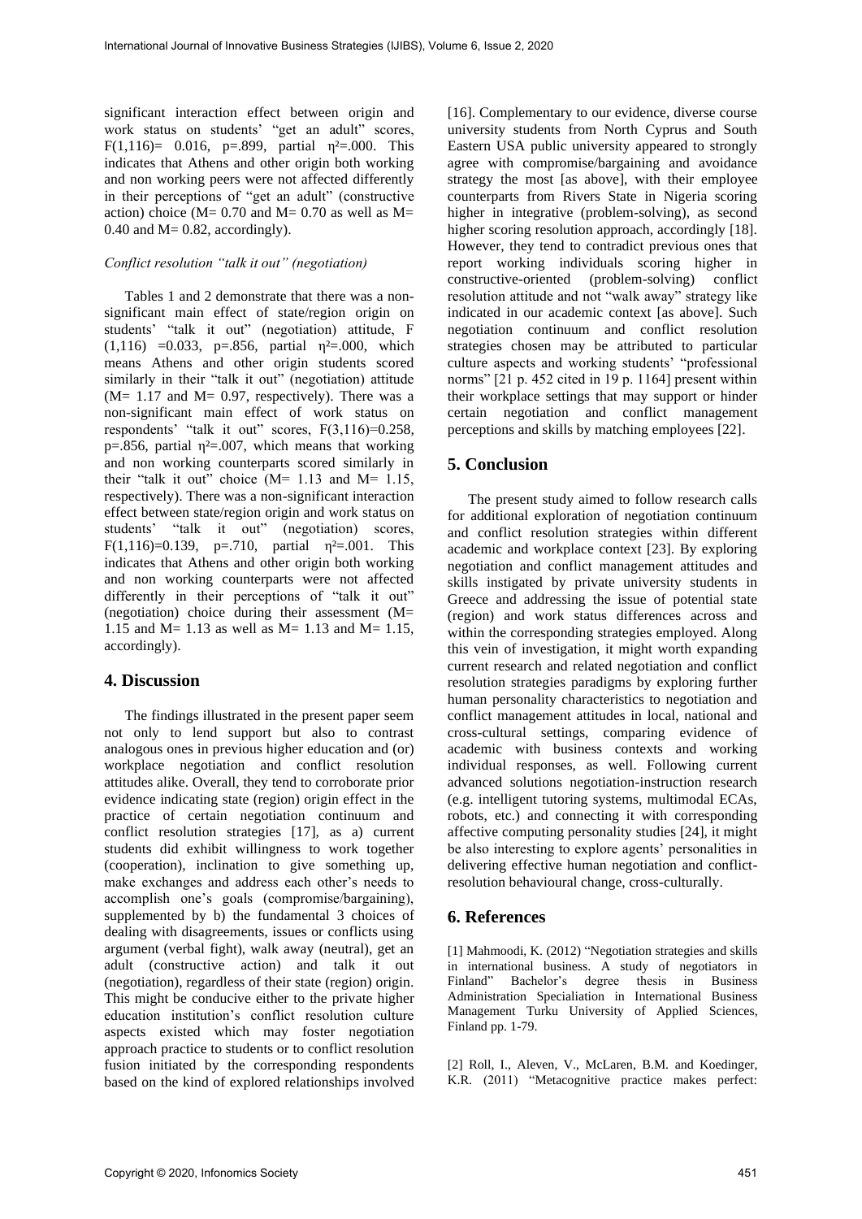significant interaction effect between origin and work status on students' "get an adult" scores, $F(1,116)= 0.016$, $p=.899$, partial $\eta^2=.000$. This indicates that Athens and other origin both working and non working peers were not affected differently in their perceptions of "get an adult" (constructive action) choice (M= 0.70 and M= 0.70 as well as M= 0.40 and M= 0.82, accordingly).

*Conflict resolution "talk it out" (negotiation)*

Tables 1 and 2 demonstrate that there was a non-significant main effect of state/region origin on students' "talk it out" (negotiation) attitude, $F(1,116) =0.033$, $p=.856$, partial $\eta^2=.000$, which means Athens and other origin students scored similarly in their "talk it out" (negotiation) attitude (M= 1.17 and M= 0.97, respectively). There was a non-significant main effect of work status on respondents' "talk it out" scores, $F(3,116)=0.258$, $p=.856$, partial $\eta^2=.007$, which means that working and non working counterparts scored similarly in their "talk it out" choice (M= 1.13 and M= 1.15, respectively). There was a non-significant interaction effect between state/region origin and work status on students' "talk it out" (negotiation) scores, $F(1,116)=0.139$, $p=.710$, partial $\eta^2=.001$. This indicates that Athens and other origin both working and non working counterparts were not affected differently in their perceptions of "talk it out" (negotiation) choice during their assessment (M= 1.15 and M= 1.13 as well as M= 1.13 and M= 1.15, accordingly).

## 4. Discussion

The findings illustrated in the present paper seem not only to lend support but also to contrast analogous ones in previous higher education and (or) workplace negotiation and conflict resolution attitudes alike. Overall, they tend to corroborate prior evidence indicating state (region) origin effect in the practice of certain negotiation continuum and conflict resolution strategies [17], as a) current students did exhibit willingness to work together (cooperation), inclination to give something up, make exchanges and address each other's needs to accomplish one's goals (compromise/bargaining), supplemented by b) the fundamental 3 choices of dealing with disagreements, issues or conflicts using argument (verbal fight), walk away (neutral), get an adult (constructive action) and talk it out (negotiation), regardless of their state (region) origin. This might be conducive either to the private higher education institution's conflict resolution culture aspects existed which may foster negotiation approach practice to students or to conflict resolution fusion initiated by the corresponding respondents based on the kind of explored relationships involved [16]. Complementary to our evidence, diverse course university students from North Cyprus and South Eastern USA public university appeared to strongly agree with compromise/bargaining and avoidance strategy the most [as above], with their employee counterparts from Rivers State in Nigeria scoring higher in integrative (problem-solving), as second higher scoring resolution approach, accordingly [18]. However, they tend to contradict previous ones that report working individuals scoring higher in constructive-oriented (problem-solving) conflict resolution attitude and not "walk away" strategy like indicated in our academic context [as above]. Such negotiation continuum and conflict resolution strategies chosen may be attributed to particular culture aspects and working students' "professional norms" [21 p. 452 cited in 19 p. 1164] present within their workplace settings that may support or hinder certain negotiation and conflict management perceptions and skills by matching employees [22].

## 5. Conclusion

The present study aimed to follow research calls for additional exploration of negotiation continuum and conflict resolution strategies within different academic and workplace context [23]. By exploring negotiation and conflict management attitudes and skills instigated by private university students in Greece and addressing the issue of potential state (region) and work status differences across and within the corresponding strategies employed. Along this vein of investigation, it might worth expanding current research and related negotiation and conflict resolution strategies paradigms by exploring further human personality characteristics to negotiation and conflict management attitudes in local, national and cross-cultural settings, comparing evidence of academic with business contexts and working individual responses, as well. Following current advanced solutions negotiation-instruction research (e.g. intelligent tutoring systems, multimodal ECAs, robots, etc.) and connecting it with corresponding affective computing personality studies [24], it might be also interesting to explore agents' personalities in delivering effective human negotiation and conflict-resolution behavioural change, cross-culturally.

## 6. References

[1] Mahmoodi, K. (2012) "Negotiation strategies and skills in international business. A study of negotiators in Finland" Bachelor's degree thesis in Business Administration Specialiation in International Business Management Turku University of Applied Sciences, Finland pp. 1-79.

[2] Roll, I., Aleven, V., McLaren, B.M. and Koedinger, K.R. (2011) "Metacognitive practice makes perfect: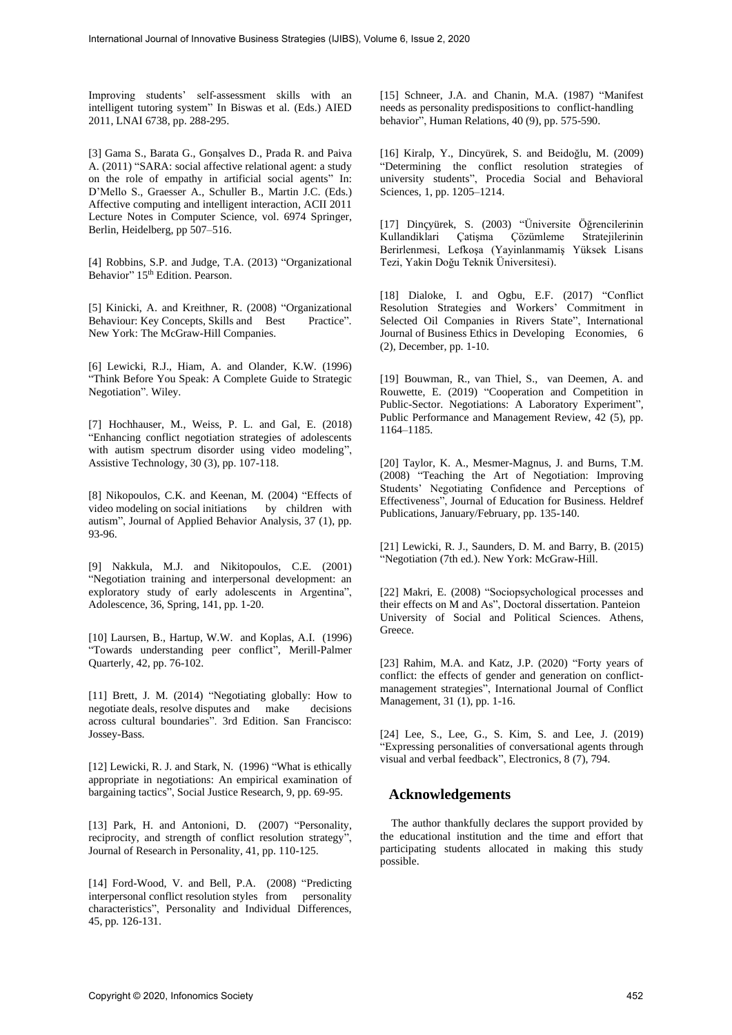Improving students' self-assessment skills with an intelligent tutoring system" In Biswas et al. (Eds.) AIED 2011, LNAI 6738, pp. 288-295.

[3] Gama S., Barata G., Gonşalves D., Prada R. and Paiva A. (2011) "SARA: social affective relational agent: a study on the role of empathy in artificial social agents" In: D'Mello S., Graesser A., Schuller B., Martin J.C. (Eds.) Affective computing and intelligent interaction, ACII 2011 Lecture Notes in Computer Science, vol. 6974 Springer, Berlin, Heidelberg, pp 507–516.

[4] Robbins, S.P. and Judge, T.A. (2013) "Organizational Behavior" 15th Edition. Pearson.

[5] Kinicki, A. and Kreithner, R. (2008) "Organizational Behaviour: Key Concepts, Skills and Best Practice". New York: The McGraw-Hill Companies.

[6] Lewicki, R.J., Hiam, A. and Olander, K.W. (1996) "Think Before You Speak: A Complete Guide to Strategic Negotiation". Wiley.

[7] Hochhauser, M., Weiss, P. L. and Gal, E. (2018) "Enhancing conflict negotiation strategies of adolescents with autism spectrum disorder using video modeling", Assistive Technology, 30 (3), pp. 107-118.

[8] Nikopoulos, C.K. and Keenan, M. (2004) "Effects of video modeling on social initiations by children with autism", Journal of Applied Behavior Analysis, 37 (1), pp. 93-96.

[9] Nakkula, M.J. and Nikitopoulos, C.E. (2001) "Negotiation training and interpersonal development: an exploratory study of early adolescents in Argentina", Adolescence, 36, Spring, 141, pp. 1-20.

[10] Laursen, B., Hartup, W.W. and Koplas, A.I. (1996) "Towards understanding peer conflict", Merill-Palmer Quarterly, 42, pp. 76-102.

[11] Brett, J. M. (2014) "Negotiating globally: How to negotiate deals, resolve disputes and make decisions across cultural boundaries". 3rd Edition. San Francisco: Jossey-Bass.

[12] Lewicki, R. J. and Stark, N. (1996) "What is ethically appropriate in negotiations: An empirical examination of bargaining tactics", Social Justice Research, 9, pp. 69-95.

[13] Park, H. and Antonioni, D. (2007) "Personality, reciprocity, and strength of conflict resolution strategy", Journal of Research in Personality, 41, pp. 110-125.

[14] Ford-Wood, V. and Bell, P.A. (2008) "Predicting interpersonal conflict resolution styles from personality characteristics", Personality and Individual Differences, 45, pp. 126-131.

[15] Schneer, J.A. and Chanin, M.A. (1987) "Manifest needs as personality predispositions to conflict-handling behavior", Human Relations, 40 (9), pp. 575-590.

[16] Kiralp, Y., Dincyürek, S. and Beidoğlu, M. (2009) "Determining the conflict resolution strategies of university students", Procedia Social and Behavioral Sciences, 1, pp. 1205–1214.

[17] Dinçyürek, S. (2003) "Üniversite Öğrencilerinin Kullandiklari Çatişma Çözümleme Stratejilerinin Berirlenmesi, Lefkoşa (Yayinlanmamiş Yüksek Lisans Tezi, Yakin Doğu Teknik Üniversitesi).

[18] Dialoke, I. and Ogbu, E.F. (2017) "Conflict Resolution Strategies and Workers' Commitment in Selected Oil Companies in Rivers State", International Journal of Business Ethics in Developing Economies, 6 (2), December, pp. 1-10.

[19] Bouwman, R., van Thiel, S., van Deemen, A. and Rouwette, E. (2019) "Cooperation and Competition in Public-Sector. Negotiations: A Laboratory Experiment", Public Performance and Management Review, 42 (5), pp. 1164–1185.

[20] Taylor, K. A., Mesmer-Magnus, J. and Burns, T.M. (2008) "Teaching the Art of Negotiation: Improving Students' Negotiating Confidence and Perceptions of Effectiveness", Journal of Education for Business. Heldref Publications, January/February, pp. 135-140.

[21] Lewicki, R. J., Saunders, D. M. and Barry, B. (2015) "Negotiation (7th ed.). New York: McGraw-Hill.

[22] Makri, E. (2008) "Sociopsychological processes and their effects on M and As", Doctoral dissertation. Panteion University of Social and Political Sciences. Athens, Greece.

[23] Rahim, M.A. and Katz, J.P. (2020) "Forty years of conflict: the effects of gender and generation on conflict-management strategies", International Journal of Conflict Management, 31 (1), pp. 1-16.

[24] Lee, S., Lee, G., S. Kim, S. and Lee, J. (2019) "Expressing personalities of conversational agents through visual and verbal feedback", Electronics, 8 (7), 794.

## Acknowledgements

The author thankfully declares the support provided by the educational institution and the time and effort that participating students allocated in making this study possible.